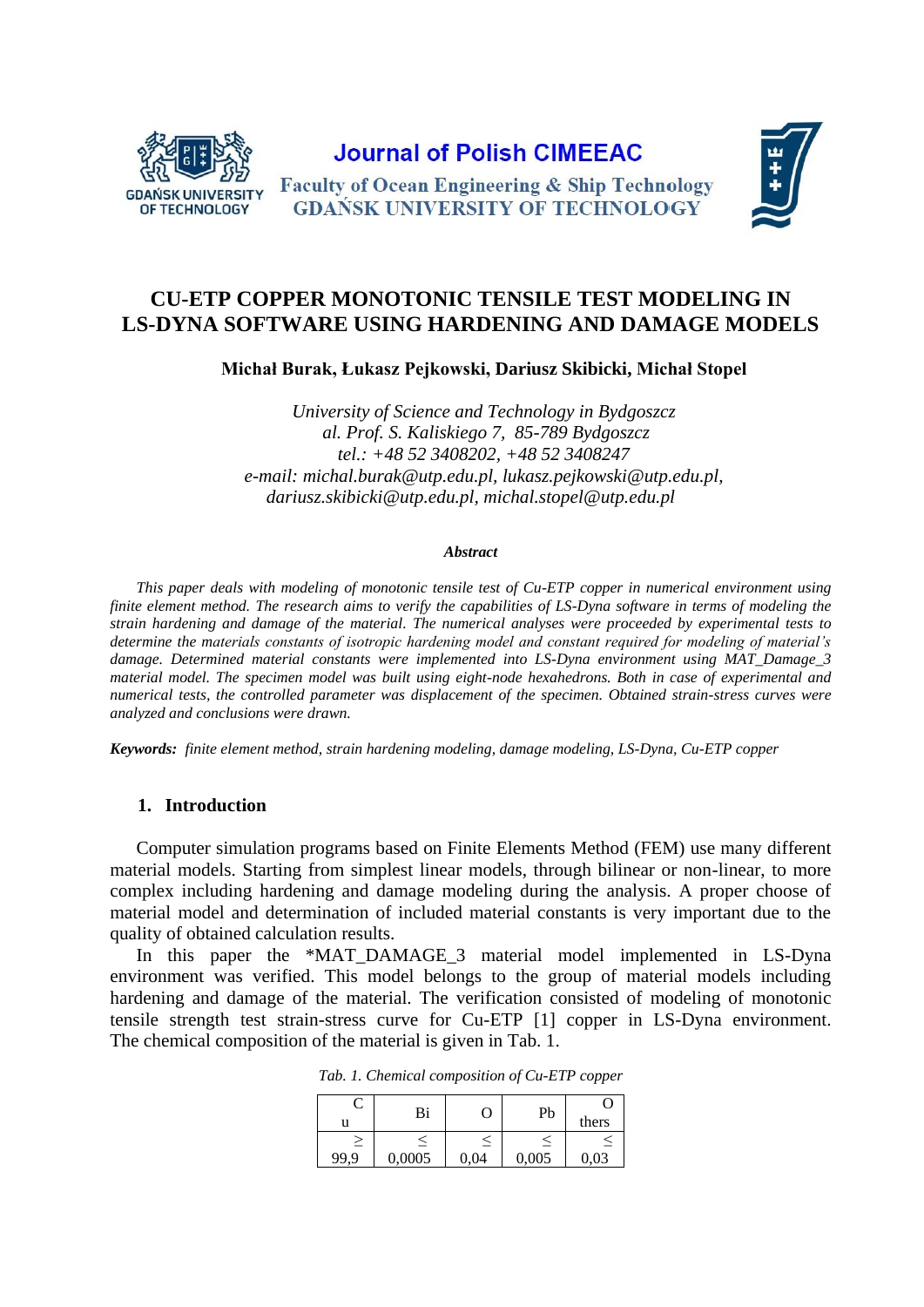# CU-ETP COPPER MONOTONIC TENSILE TEST MODELING IN LS-DYNA SOFTWARE USING HARDENING AND DAMAGE MODELS

**Michał Burak, Łukasz Pejkowski, Dariusz Skibicki, Michał Stopel**

*University of Science and Technology in Bydgoszcz*
*al. Prof. S. Kaliskiego 7, 85-789 Bydgoszcz*
*tel.: +48 52 3408202, +48 52 3408247*
*e-mail: michal.burak@utp.edu.pl, lukasz.pejkowski@utp.edu.pl,*
*dariusz.skibicki@utp.edu.pl, michal.stopel@utp.edu.pl*

***Abstract***

*This paper deals with modeling of monotonic tensile test of Cu-ETP copper in numerical environment using finite element method. The research aims to verify the capabilities of LS-Dyna software in terms of modeling the strain hardening and damage of the material. The numerical analyses were proceeded by experimental tests to determine the materials constants of isotropic hardening model and constant required for modeling of material's damage. Determined material constants were implemented into LS-Dyna environment using MAT_Damage_3 material model. The specimen model was built using eight-node hexahedrons. Both in case of experimental and numerical tests, the controlled parameter was displacement of the specimen. Obtained strain-stress curves were analyzed and conclusions were drawn.*

***Keywords:*** *finite element method, strain hardening modeling, damage modeling, LS-Dyna, Cu-ETP copper*

## 1. Introduction

Computer simulation programs based on Finite Elements Method (FEM) use many different material models. Starting from simplest linear models, through bilinear or non-linear, to more complex including hardening and damage modeling during the analysis. A proper choose of material model and determination of included material constants is very important due to the quality of obtained calculation results.

In this paper the *MAT_DAMAGE_3 material model implemented in LS-Dyna environment was verified. This model belongs to the group of material models including hardening and damage of the material. The verification consisted of modeling of monotonic tensile strength test strain-stress curve for Cu-ETP [1] copper in LS-Dyna environment. The chemical composition of the material is given in Tab. 1.

*Tab. 1. Chemical composition of Cu-ETP copper*

| Cu | Bi | O | Pb | Others |
|---|---|---|---|---|
| ≥ 99,9 | ≤ 0,0005 | ≤ 0,04 | ≤ 0,005 | ≤ 0,03 |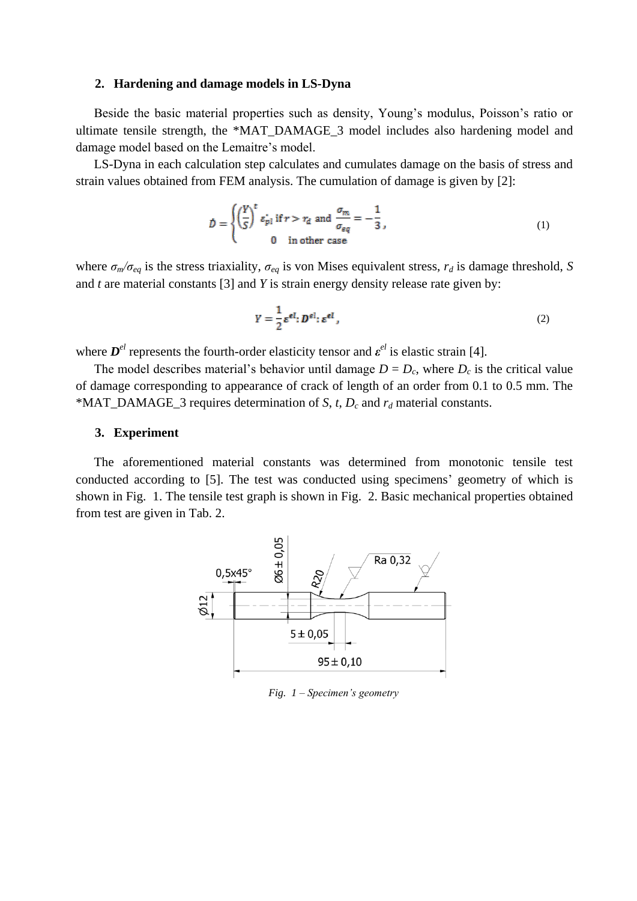## 2. Hardening and damage models in LS-Dyna

Beside the basic material properties such as density, Young's modulus, Poisson's ratio or ultimate tensile strength, the *MAT_DAMAGE_3 model includes also hardening model and damage model based on the Lemaitre's model.

LS-Dyna in each calculation step calculates and cumulates damage on the basis of stress and strain values obtained from FEM analysis. The cumulation of damage is given by [2]:

$$\dot{D} = \begin{cases} \left(\frac{Y}{S}\right)^{t} \dot{\varepsilon_{pl}} \text{ if } r > r_d \text{ and } \frac{\sigma_m}{\sigma_{eq}} = -\frac{1}{3}, \\ 0 \quad \text{in other case} \end{cases} \tag{1}$$

where $\sigma_m/\sigma_{eq}$ is the stress triaxiality, $\sigma_{eq}$ is von Mises equivalent stress, $r_d$ is damage threshold, $S$ and $t$ are material constants [3] and $Y$ is strain energy density release rate given by:

$$Y = \frac{1}{2}\boldsymbol{\varepsilon}^{el} : \boldsymbol{D}^{el} : \boldsymbol{\varepsilon}^{el}, \tag{2}$$

where $\boldsymbol{D}^{el}$ represents the fourth-order elasticity tensor and $\boldsymbol{\varepsilon}^{el}$ is elastic strain [4].

The model describes material's behavior until damage $D = D_c$, where $D_c$ is the critical value of damage corresponding to appearance of crack of length of an order from 0.1 to 0.5 mm. The *MAT_DAMAGE_3 requires determination of $S$, $t$, $D_c$ and $r_d$ material constants.

## 3. Experiment

The aforementioned material constants was determined from monotonic tensile test conducted according to [5]. The test was conducted using specimens' geometry of which is shown in Fig. 1. The tensile test graph is shown in Fig. 2. Basic mechanical properties obtained from test are given in Tab. 2.

*Fig. 1 – Specimen's geometry*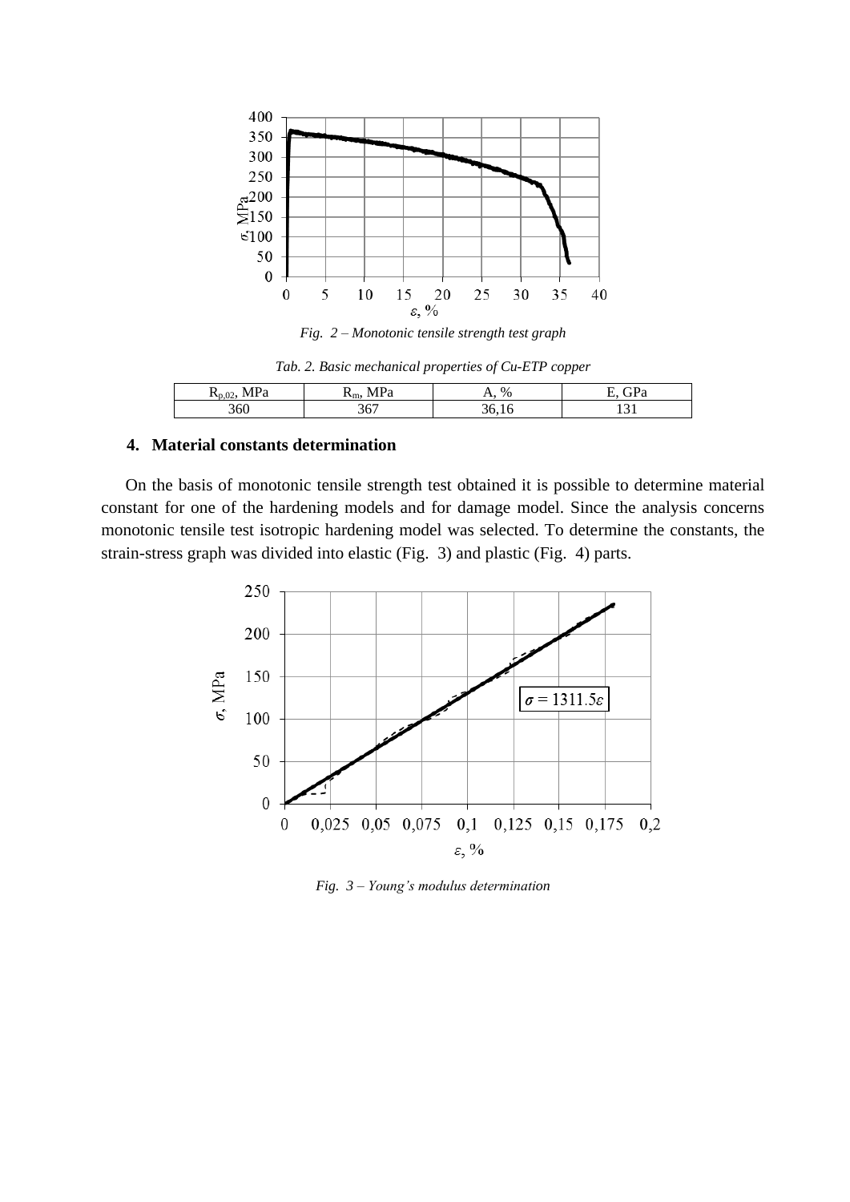*Fig. 2 – Monotonic tensile strength test graph*

*Tab. 2. Basic mechanical properties of Cu-ETP copper*

| $R_{p,02}$, MPa | $R_m$, MPa | A, % | E, GPa |
|---|---|---|---|
| 360 | 367 | 36,16 | 131 |

## 4. Material constants determination

On the basis of monotonic tensile strength test obtained it is possible to determine material constant for one of the hardening models and for damage model. Since the analysis concerns monotonic tensile test isotropic hardening model was selected. To determine the constants, the strain-stress graph was divided into elastic (Fig. 3) and plastic (Fig. 4) parts.

*Fig. 3 – Young's modulus determination*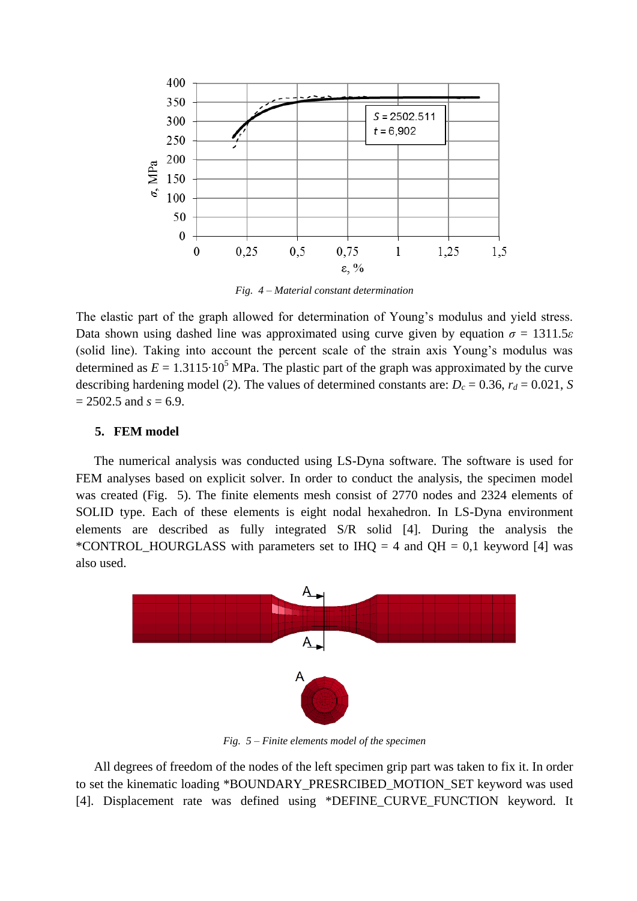*Fig. 4 – Material constant determination*

The elastic part of the graph allowed for determination of Young's modulus and yield stress. Data shown using dashed line was approximated using curve given by equation $\sigma$ = 1311.5$\varepsilon$ (solid line). Taking into account the percent scale of the strain axis Young's modulus was determined as $E = 1.3115 \cdot 10^5$ MPa. The plastic part of the graph was approximated by the curve describing hardening model (2). The values of determined constants are: $D_c = 0.36$, $r_d = 0.021$, $S = 2502.5$ and $s = 6.9$.

## 5. FEM model

The numerical analysis was conducted using LS-Dyna software. The software is used for FEM analyses based on explicit solver. In order to conduct the analysis, the specimen model was created (Fig. 5). The finite elements mesh consist of 2770 nodes and 2324 elements of SOLID type. Each of these elements is eight nodal hexahedron. In LS-Dyna environment elements are described as fully integrated S/R solid [4]. During the analysis the *CONTROL_HOURGLASS with parameters set to IHQ = 4 and QH = 0,1 keyword [4] was also used.

*Fig. 5 – Finite elements model of the specimen*

All degrees of freedom of the nodes of the left specimen grip part was taken to fix it. In order to set the kinematic loading *BOUNDARY_PRESRCIBED_MOTION_SET keyword was used [4]. Displacement rate was defined using *DEFINE_CURVE_FUNCTION keyword. It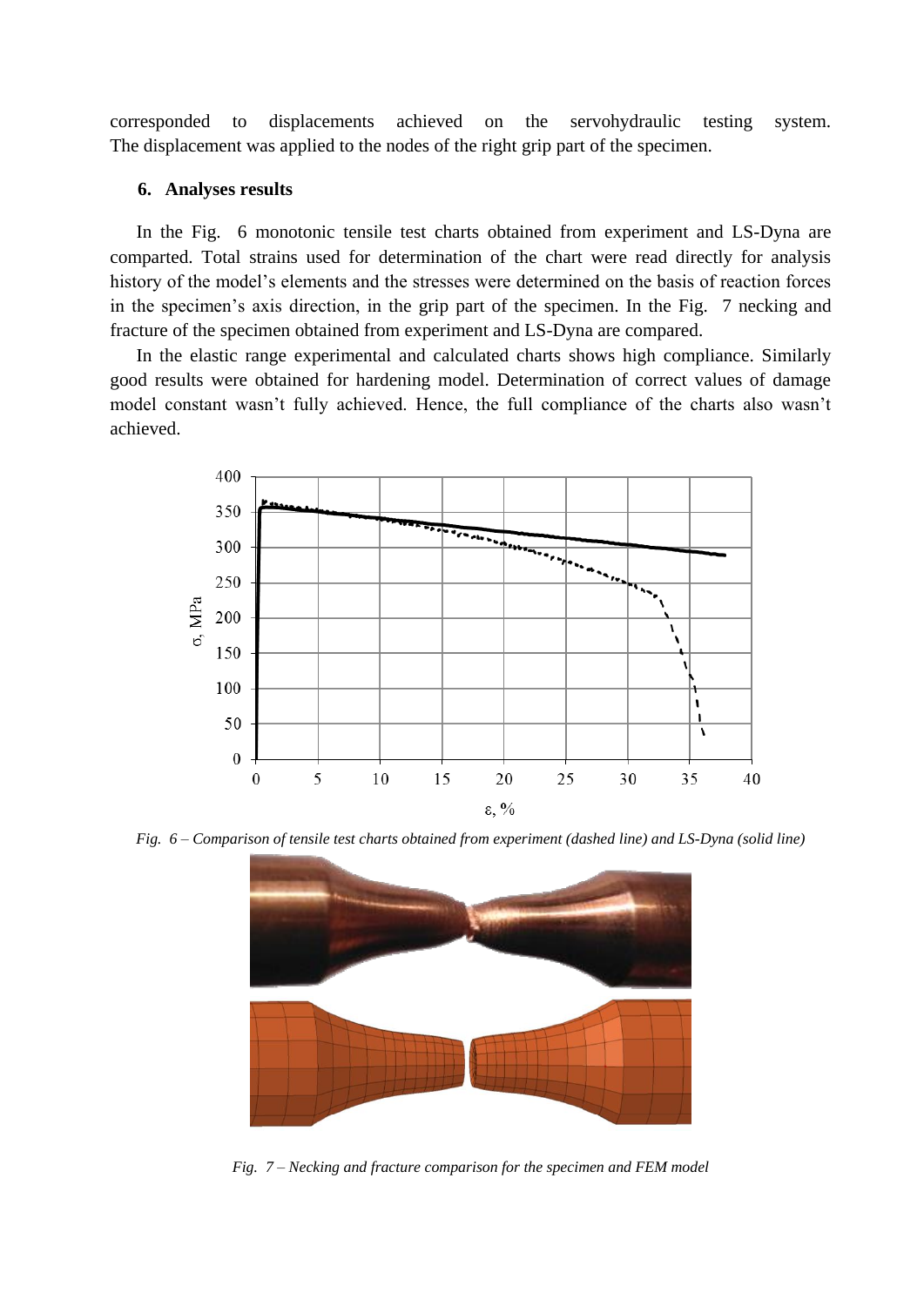corresponded to displacements achieved on the servohydraulic testing system. The displacement was applied to the nodes of the right grip part of the specimen.

## 6. Analyses results

In the Fig. 6 monotonic tensile test charts obtained from experiment and LS-Dyna are comparted. Total strains used for determination of the chart were read directly for analysis history of the model's elements and the stresses were determined on the basis of reaction forces in the specimen's axis direction, in the grip part of the specimen. In the Fig. 7 necking and fracture of the specimen obtained from experiment and LS-Dyna are compared.

In the elastic range experimental and calculated charts shows high compliance. Similarly good results were obtained for hardening model. Determination of correct values of damage model constant wasn't fully achieved. Hence, the full compliance of the charts also wasn't achieved.

*Fig. 6 – Comparison of tensile test charts obtained from experiment (dashed line) and LS-Dyna (solid line)*

*Fig. 7 – Necking and fracture comparison for the specimen and FEM model*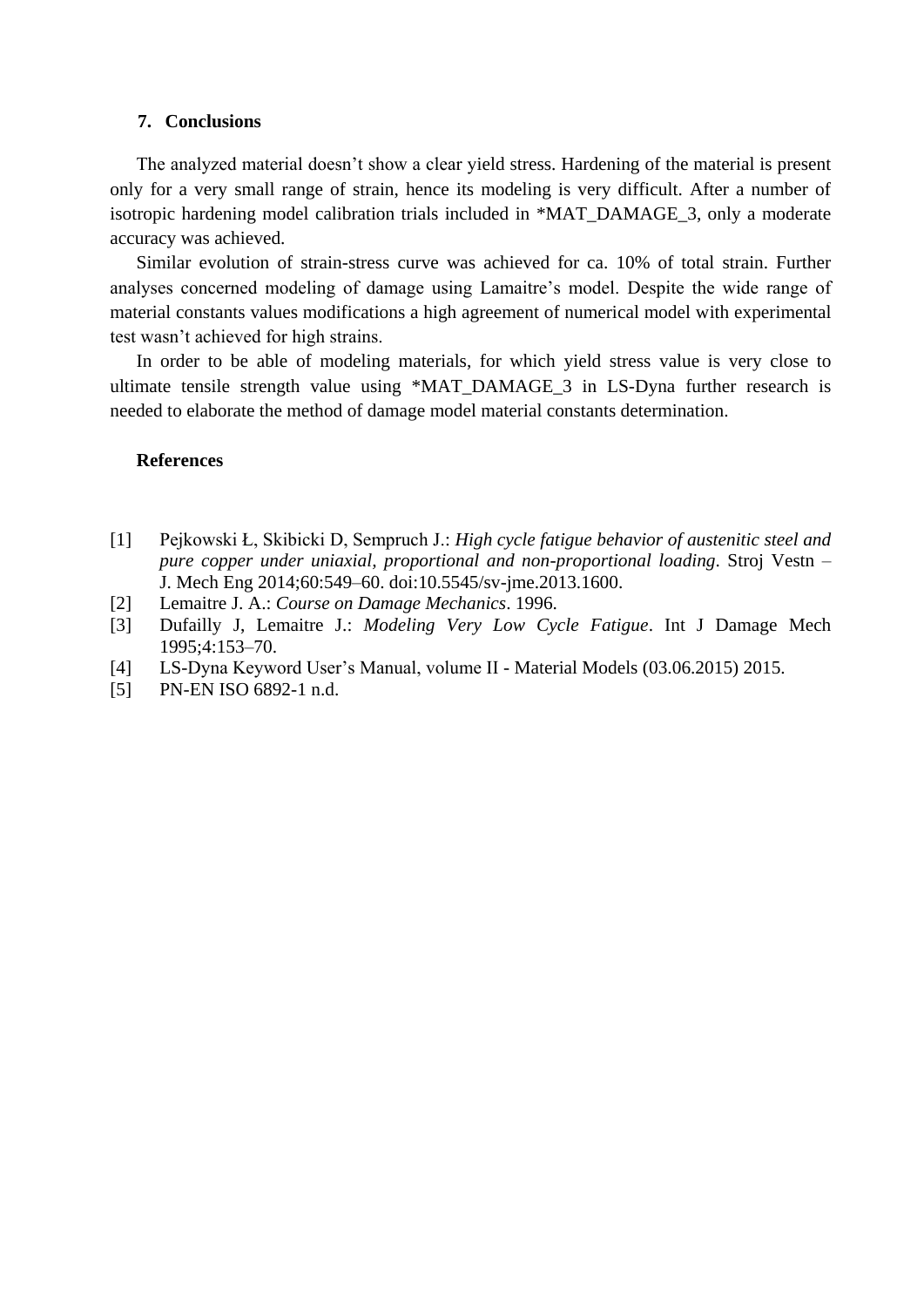## 7. Conclusions

The analyzed material doesn't show a clear yield stress. Hardening of the material is present only for a very small range of strain, hence its modeling is very difficult. After a number of isotropic hardening model calibration trials included in *MAT_DAMAGE_3, only a moderate accuracy was achieved.

Similar evolution of strain-stress curve was achieved for ca. 10% of total strain. Further analyses concerned modeling of damage using Lamaitre's model. Despite the wide range of material constants values modifications a high agreement of numerical model with experimental test wasn't achieved for high strains.

In order to be able of modeling materials, for which yield stress value is very close to ultimate tensile strength value using *MAT_DAMAGE_3 in LS-Dyna further research is needed to elaborate the method of damage model material constants determination.

### References

[1] Pejkowski Ł, Skibicki D, Sempruch J.: *High cycle fatigue behavior of austenitic steel and pure copper under uniaxial, proportional and non-proportional loading*. Stroj Vestn – J. Mech Eng 2014;60:549–60. doi:10.5545/sv-jme.2013.1600.

[2] Lemaitre J. A.: *Course on Damage Mechanics*. 1996.

[3] Dufailly J, Lemaitre J.: *Modeling Very Low Cycle Fatigue*. Int J Damage Mech 1995;4:153–70.

[4] LS-Dyna Keyword User's Manual, volume II - Material Models (03.06.2015) 2015.

[5] PN-EN ISO 6892-1 n.d.